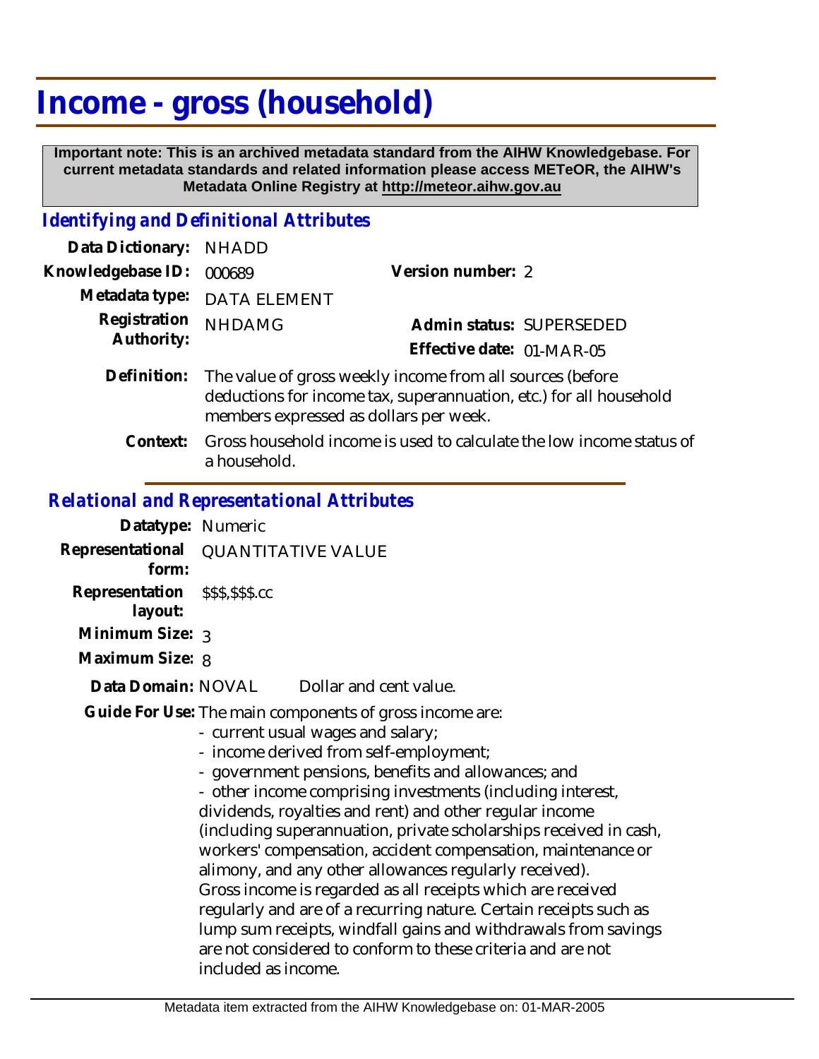# Income - gross (household)

**Important note: This is an archived metadata standard from the AIHW Knowledgebase. For current metadata standards and related information please access METeOR, the AIHW's Metadata Online Registry at http://meteor.aihw.gov.au**

## *Identifying and Definitional Attributes*

**Data Dictionary:** NHADD

**Knowledgebase ID:** 000689

**Version number:** 2

**Metadata type:** DATA ELEMENT

**Registration Authority:** NHDAMG

**Admin status:** SUPERSEDED

**Effective date:** 01-MAR-05

**Definition:** The value of gross weekly income from all sources (before deductions for income tax, superannuation, etc.) for all household members expressed as dollars per week.

**Context:** Gross household income is used to calculate the low income status of a household.

## *Relational and Representational Attributes*

**Datatype:** Numeric

**Representational form:** QUANTITATIVE VALUE

**Representation layout:** $$$,$$$.cc

**Minimum Size:** 3

**Maximum Size:** 8

**Data Domain:** NOVAL Dollar and cent value.

**Guide For Use:** The main components of gross income are:

- current usual wages and salary;
- income derived from self-employment;
- government pensions, benefits and allowances; and
- other income comprising investments (including interest, dividends, royalties and rent) and other regular income (including superannuation, private scholarships received in cash, workers' compensation, accident compensation, maintenance or alimony, and any other allowances regularly received).

Gross income is regarded as all receipts which are received regularly and are of a recurring nature. Certain receipts such as lump sum receipts, windfall gains and withdrawals from savings are not considered to conform to these criteria and are not included as income.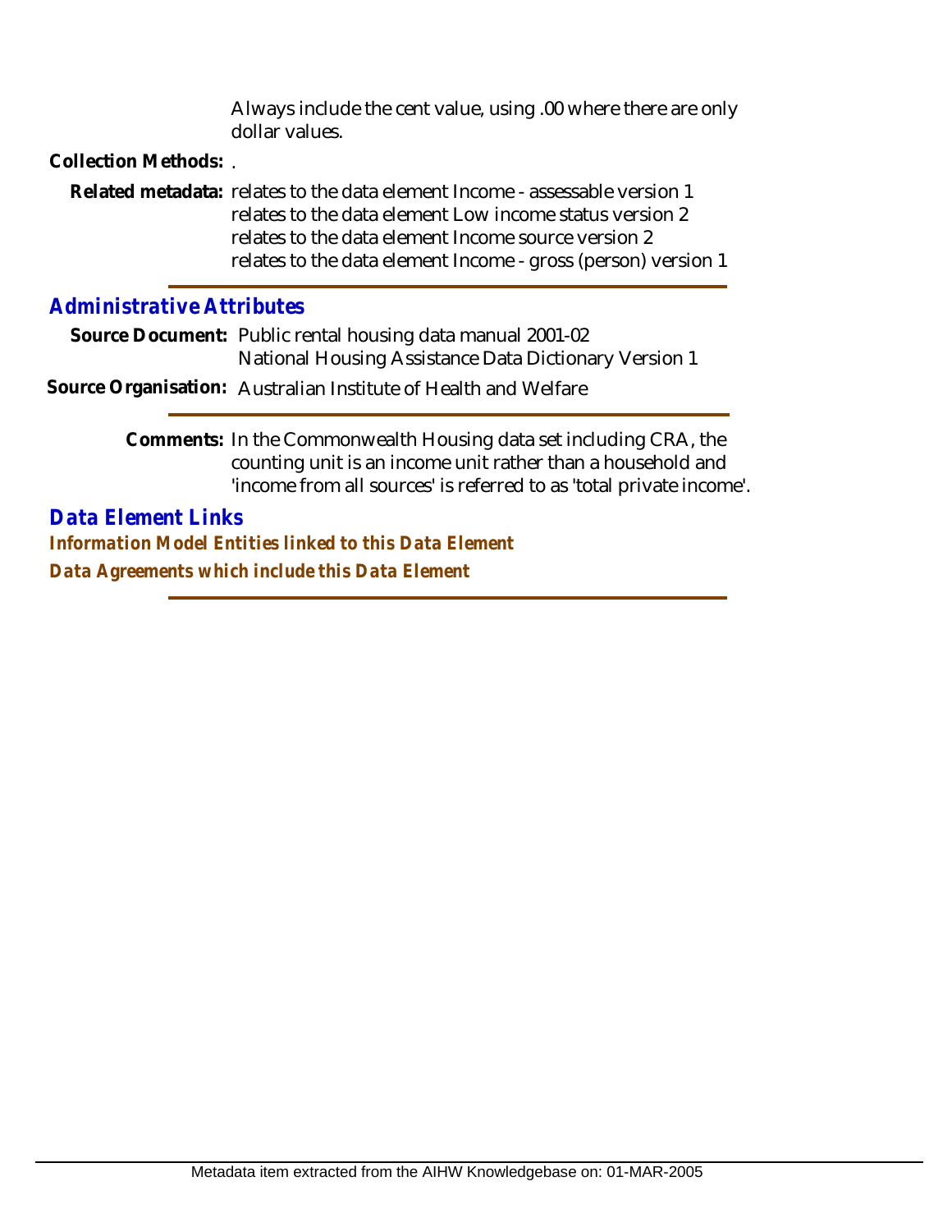Always include the cent value, using .00 where there are only dollar values.

**Collection Methods:** .

**Related metadata:** relates to the data element Income - assessable version 1
relates to the data element Low income status version 2
relates to the data element Income source version 2
relates to the data element Income - gross (person) version 1

## Administrative Attributes

**Source Document:** Public rental housing data manual 2001-02
National Housing Assistance Data Dictionary Version 1

**Source Organisation:** Australian Institute of Health and Welfare

**Comments:** In the Commonwealth Housing data set including CRA, the counting unit is an income unit rather than a household and 'income from all sources' is referred to as 'total private income'.

## Data Element Links

### Information Model Entities linked to this Data Element

### Data Agreements which include this Data Element